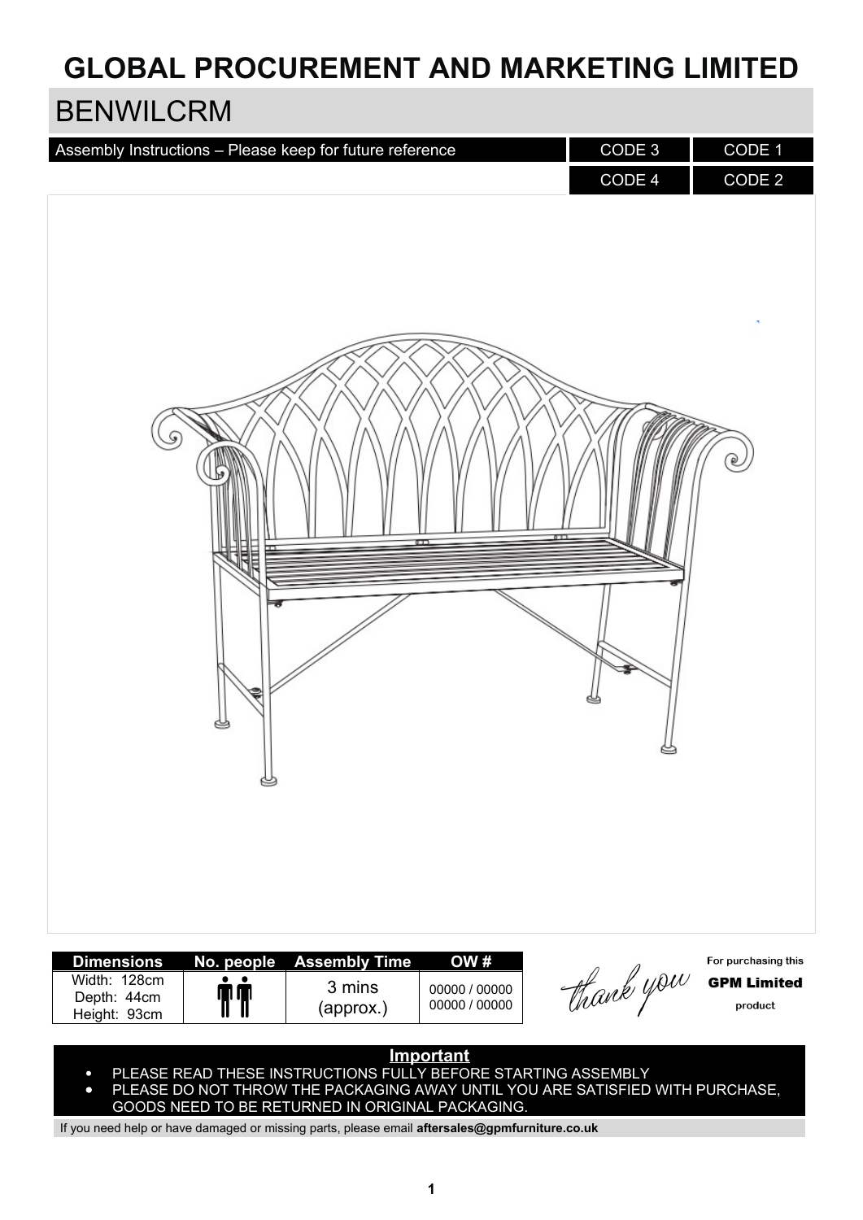# GLOBAL PROCUREMENT AND MARKETING LIMITED

## BENWILCRM

| Assembly Instructions – Please keep for future reference | CODE 3 | CODE 1 |
|---|---|---|
| | CODE 4 | CODE 2 |

| Dimensions | No. people | Assembly Time | OW # |
|---|---|---|---|
| Width: 128cm<br>Depth: 44cm<br>Height: 93cm | 2 | 3 mins (approx.) | 00000 / 00000<br>00000 / 00000 |

thank you — For purchasing this **GPM Limited** product

**Important**

- PLEASE READ THESE INSTRUCTIONS FULLY BEFORE STARTING ASSEMBLY
- PLEASE DO NOT THROW THE PACKAGING AWAY UNTIL YOU ARE SATISFIED WITH PURCHASE, GOODS NEED TO BE RETURNED IN ORIGINAL PACKAGING.

If you need help or have damaged or missing parts, please email **aftersales@gpmfurniture.co.uk**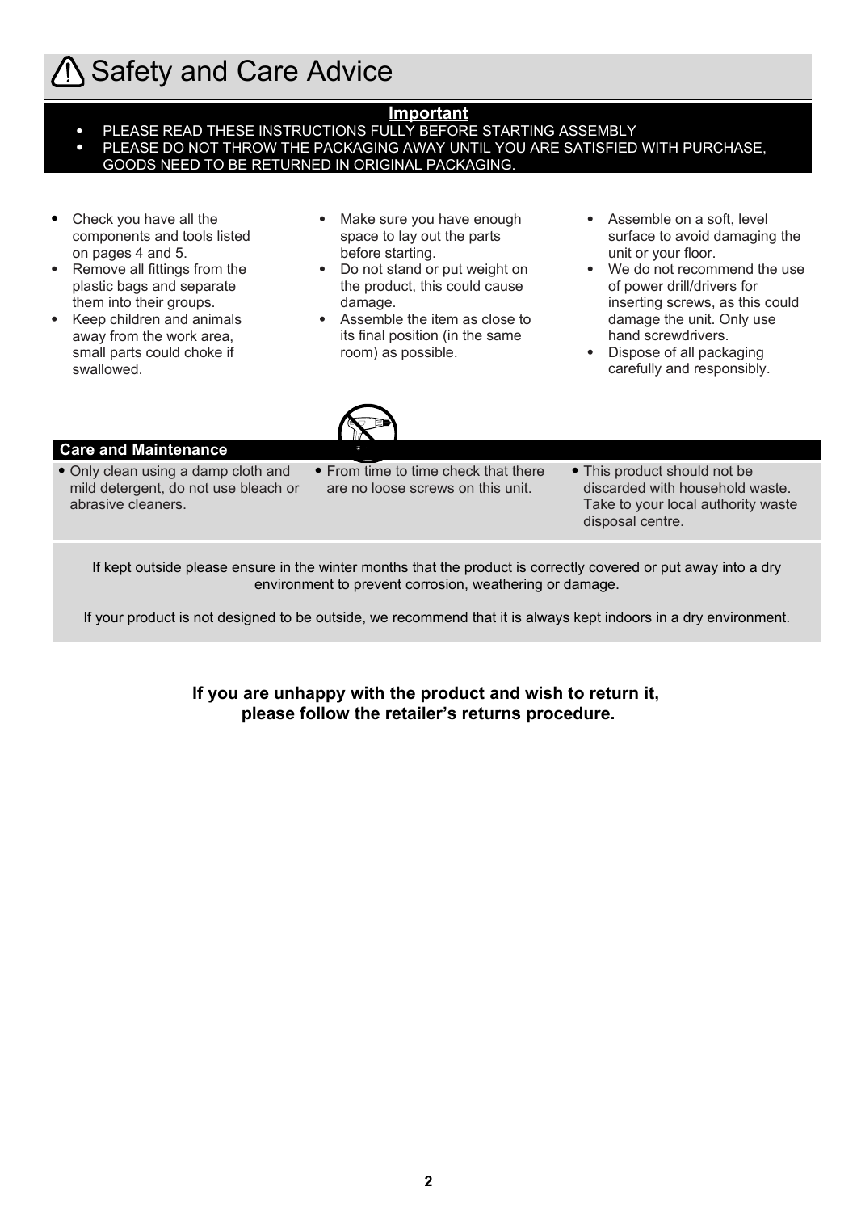# Safety and Care Advice

**Important**

- PLEASE READ THESE INSTRUCTIONS FULLY BEFORE STARTING ASSEMBLY
- PLEASE DO NOT THROW THE PACKAGING AWAY UNTIL YOU ARE SATISFIED WITH PURCHASE, GOODS NEED TO BE RETURNED IN ORIGINAL PACKAGING.

- Check you have all the components and tools listed on pages 4 and 5.
- Remove all fittings from the plastic bags and separate them into their groups.
- Keep children and animals away from the work area, small parts could choke if swallowed.
- Make sure you have enough space to lay out the parts before starting.
- Do not stand or put weight on the product, this could cause damage.
- Assemble the item as close to its final position (in the same room) as possible.
- Assemble on a soft, level surface to avoid damaging the unit or your floor.
- We do not recommend the use of power drill/drivers for inserting screws, as this could damage the unit. Only use hand screwdrivers.
- Dispose of all packaging carefully and responsibly.

## Care and Maintenance

- Only clean using a damp cloth and mild detergent, do not use bleach or abrasive cleaners.
- From time to time check that there are no loose screws on this unit.
- This product should not be discarded with household waste. Take to your local authority waste disposal centre.

If kept outside please ensure in the winter months that the product is correctly covered or put away into a dry environment to prevent corrosion, weathering or damage.

If your product is not designed to be outside, we recommend that it is always kept indoors in a dry environment.

**If you are unhappy with the product and wish to return it, please follow the retailer's returns procedure.**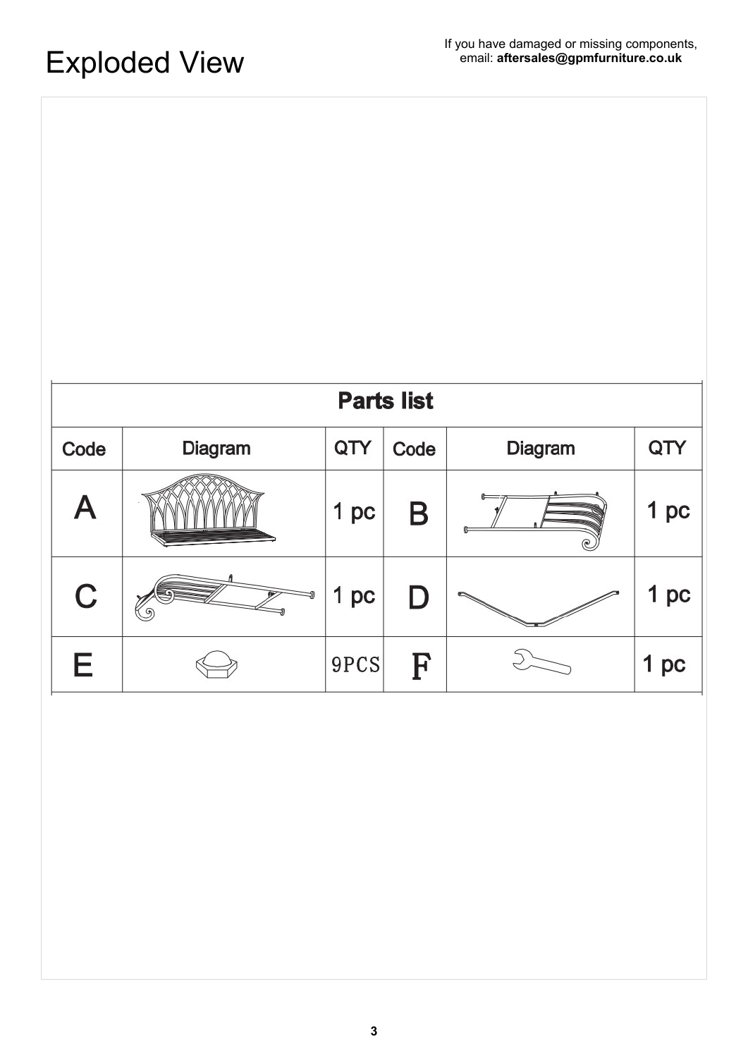# Exploded View

If you have damaged or missing components, email: **aftersales@gpmfurniture.co.uk**

| Parts list | | | | | |
|---|---|---|---|---|---|
| **Code** | **Diagram** | **QTY** | **Code** | **Diagram** | **QTY** |
| A | | 1 pc | B | | 1 pc |
| C | | 1 pc | D | | 1 pc |
| E | | 9PCS | F | | 1 pc |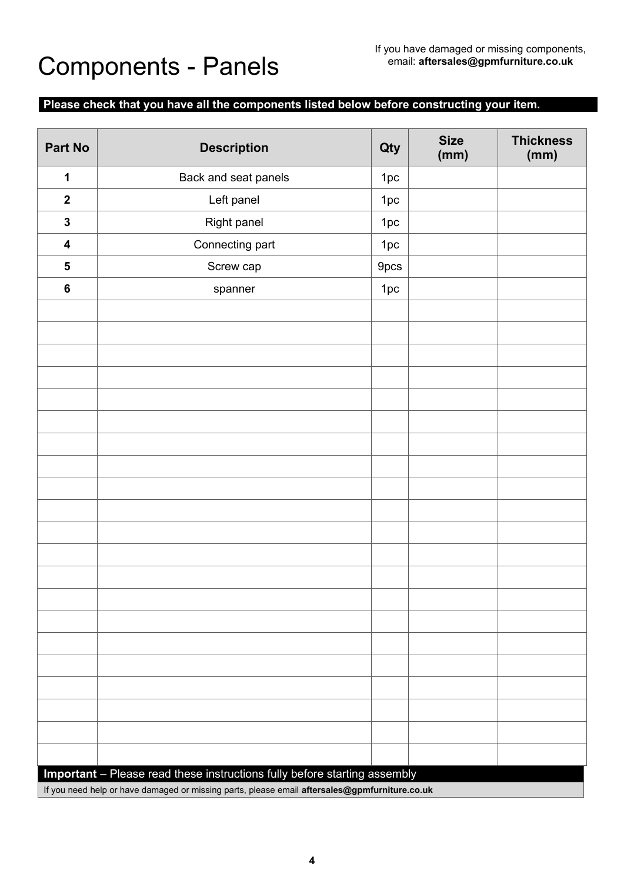# Components - Panels

If you have damaged or missing components, email: **aftersales@gpmfurniture.co.uk**

**Please check that you have all the components listed below before constructing your item.**

| Part No | Description | Qty | Size (mm) | Thickness (mm) |
|---|---|---|---|---|
| **1** | Back and seat panels | 1pc | | |
| **2** | Left panel | 1pc | | |
| **3** | Right panel | 1pc | | |
| **4** | Connecting part | 1pc | | |
| **5** | Screw cap | 9pcs | | |
| **6** | spanner | 1pc | | |
| | | | | |
| | | | | |
| | | | | |
| | | | | |
| | | | | |
| | | | | |
| | | | | |
| | | | | |
| | | | | |
| | | | | |
| | | | | |
| | | | | |
| | | | | |
| | | | | |
| | | | | |
| | | | | |
| | | | | |
| | | | | |
| | | | | |
| | | | | |
| | | | | |

**Important** – Please read these instructions fully before starting assembly

If you need help or have damaged or missing parts, please email **aftersales@gpmfurniture.co.uk**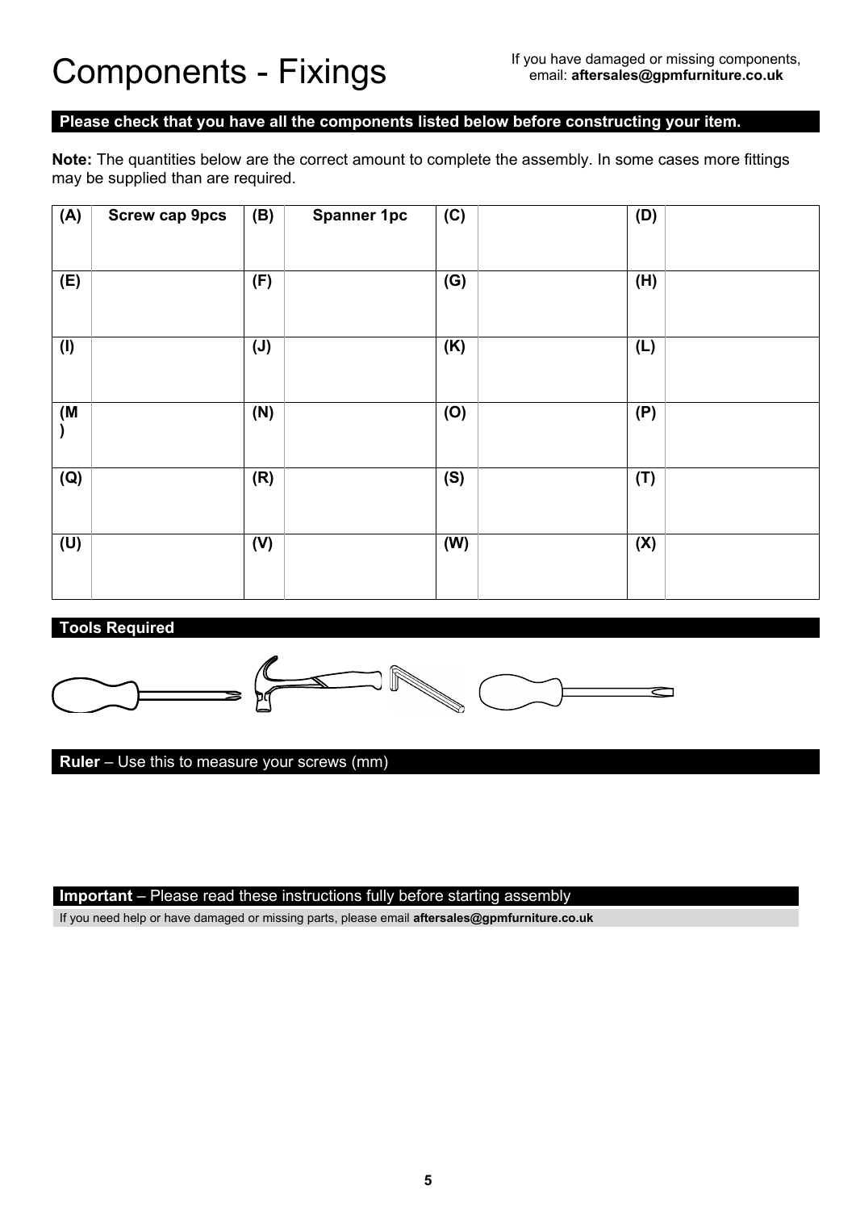# Components - Fixings

If you have damaged or missing components, email: **aftersales@gpmfurniture.co.uk**

**Please check that you have all the components listed below before constructing your item.**

**Note:** The quantities below are the correct amount to complete the assembly. In some cases more fittings may be supplied than are required.

| | | | | | | | |
|---|---|---|---|---|---|---|---|
| **(A)** | **Screw cap 9pcs** | **(B)** | **Spanner 1pc** | **(C)** | | **(D)** | |
| **(E)** | | **(F)** | | **(G)** | | **(H)** | |
| **(I)** | | **(J)** | | **(K)** | | **(L)** | |
| **(M)** | | **(N)** | | **(O)** | | **(P)** | |
| **(Q)** | | **(R)** | | **(S)** | | **(T)** | |
| **(U)** | | **(V)** | | **(W)** | | **(X)** | |

**Tools Required**

**Ruler** – Use this to measure your screws (mm)

**Important** – Please read these instructions fully before starting assembly

If you need help or have damaged or missing parts, please email **aftersales@gpmfurniture.co.uk**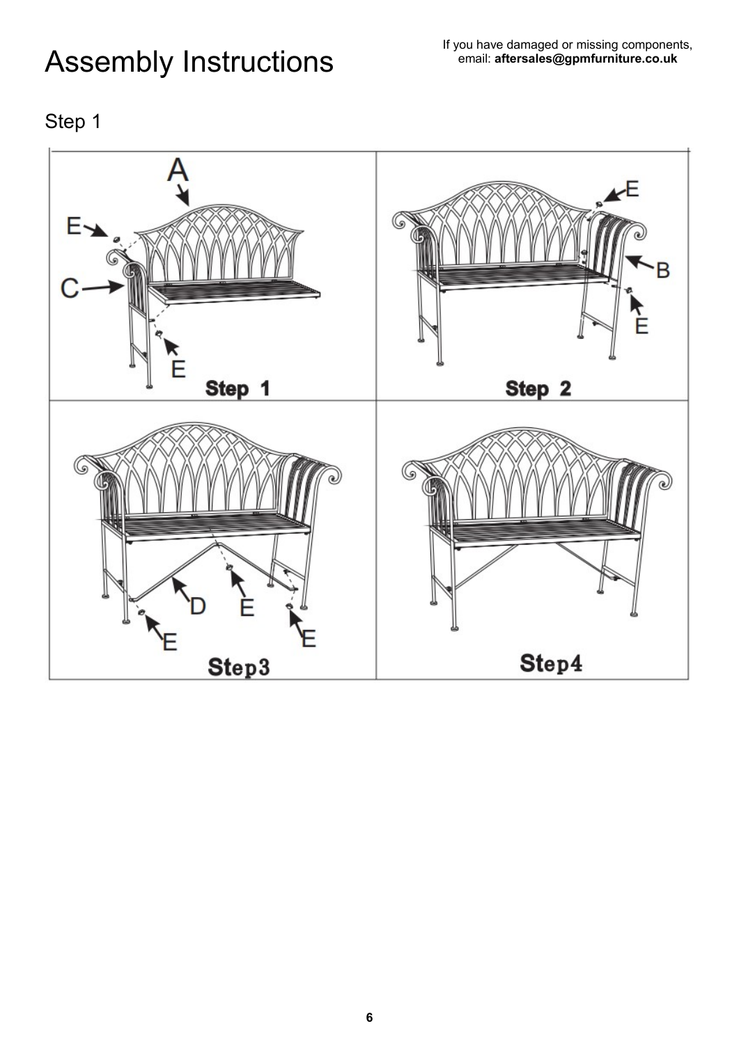# Assembly Instructions

If you have damaged or missing components, email: **aftersales@gpmfurniture.co.uk**

## Step 1

A

E

C

E

**Step 1**

E

B

E

**Step 2**

D

E

E

E

**Step3**

**Step4**